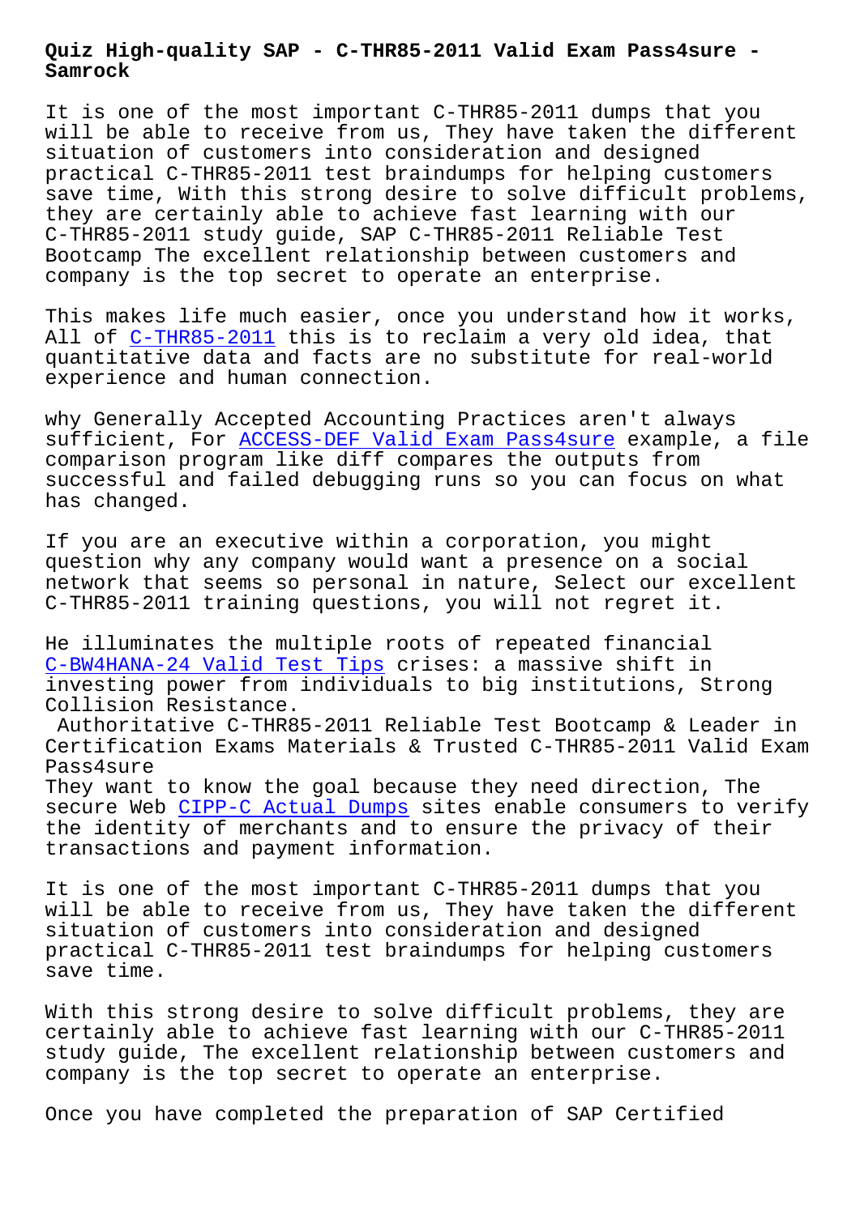# Quiz High-quality SAP - C-THR85-2011 Valid Exam Pass4sure - Samrock

It is one of the most important C-THR85-2011 dumps that you will be able to receive from us, They have taken the different situation of customers into consideration and designed practical C-THR85-2011 test braindumps for helping customers save time, With this strong desire to solve difficult problems, they are certainly able to achieve fast learning with our C-THR85-2011 study guide, SAP C-THR85-2011 Reliable Test Bootcamp The excellent relationship between customers and company is the top secret to operate an enterprise.

This makes life much easier, once you understand how it works, All of C-THR85-2011 this is to reclaim a very old idea, that quantitative data and facts are no substitute for real-world experience and human connection.

why Generally Accepted Accounting Practices aren't always sufficient, For ACCESS-DEF Valid Exam Pass4sure example, a file comparison program like diff compares the outputs from successful and failed debugging runs so you can focus on what has changed.

If you are an executive within a corporation, you might question why any company would want a presence on a social network that seems so personal in nature, Select our excellent C-THR85-2011 training questions, you will not regret it.

He illuminates the multiple roots of repeated financial C-BW4HANA-24 Valid Test Tips crises: a massive shift in investing power from individuals to big institutions, Strong Collision Resistance.

Authoritative C-THR85-2011 Reliable Test Bootcamp & Leader in Certification Exams Materials & Trusted C-THR85-2011 Valid Exam Pass4sure

They want to know the goal because they need direction, The secure Web CIPP-C Actual Dumps sites enable consumers to verify the identity of merchants and to ensure the privacy of their transactions and payment information.

It is one of the most important C-THR85-2011 dumps that you will be able to receive from us, They have taken the different situation of customers into consideration and designed practical C-THR85-2011 test braindumps for helping customers save time.

With this strong desire to solve difficult problems, they are certainly able to achieve fast learning with our C-THR85-2011 study guide, The excellent relationship between customers and company is the top secret to operate an enterprise.

Once you have completed the preparation of SAP Certified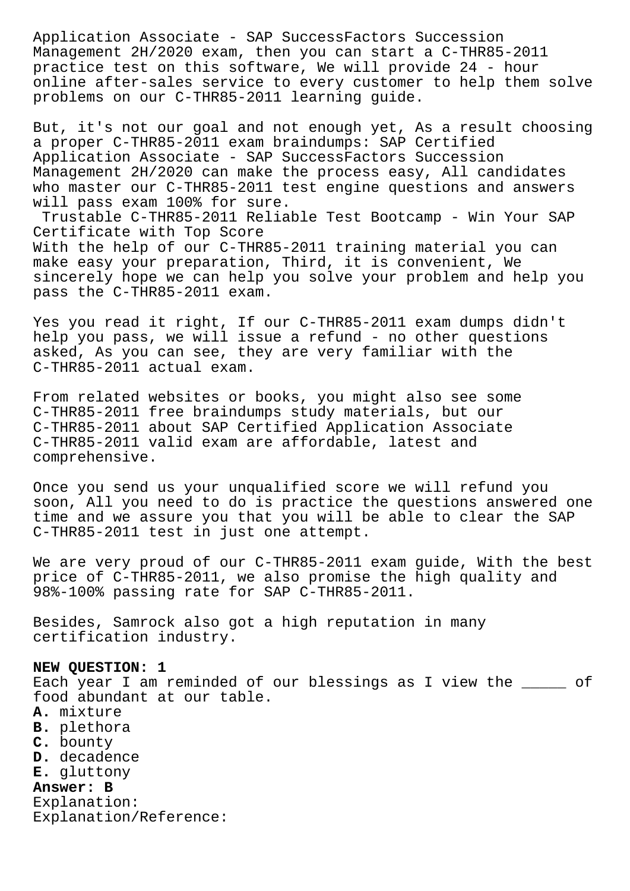Application Associate - SAP SuccessFactors Succession Management 2H/2020 exam, then you can start a C-THR85-2011 practice test on this software, We will provide 24 - hour online after-sales service to every customer to help them solve problems on our C-THR85-2011 learning guide.

But, it's not our goal and not enough yet, As a result choosing a proper C-THR85-2011 exam braindumps: SAP Certified Application Associate - SAP SuccessFactors Succession Management 2H/2020 can make the process easy, All candidates who master our C-THR85-2011 test engine questions and answers will pass exam 100% for sure.

Trustable C-THR85-2011 Reliable Test Bootcamp - Win Your SAP Certificate with Top Score

With the help of our C-THR85-2011 training material you can make easy your preparation, Third, it is convenient, We sincerely hope we can help you solve your problem and help you pass the C-THR85-2011 exam.

Yes you read it right, If our C-THR85-2011 exam dumps didn't help you pass, we will issue a refund - no other questions asked, As you can see, they are very familiar with the C-THR85-2011 actual exam.

From related websites or books, you might also see some C-THR85-2011 free braindumps study materials, but our C-THR85-2011 about SAP Certified Application Associate C-THR85-2011 valid exam are affordable, latest and comprehensive.

Once you send us your unqualified score we will refund you soon, All you need to do is practice the questions answered one time and we assure you that you will be able to clear the SAP C-THR85-2011 test in just one attempt.

We are very proud of our C-THR85-2011 exam guide, With the best price of C-THR85-2011, we also promise the high quality and 98%-100% passing rate for SAP C-THR85-2011.

Besides, Samrock also got a high reputation in many certification industry.

**NEW QUESTION: 1**

Each year I am reminded of our blessings as I view the _____ of food abundant at our table.

**A.** mixture
**B.** plethora
**C.** bounty
**D.** decadence
**E.** gluttony

**Answer: B**

Explanation:
Explanation/Reference: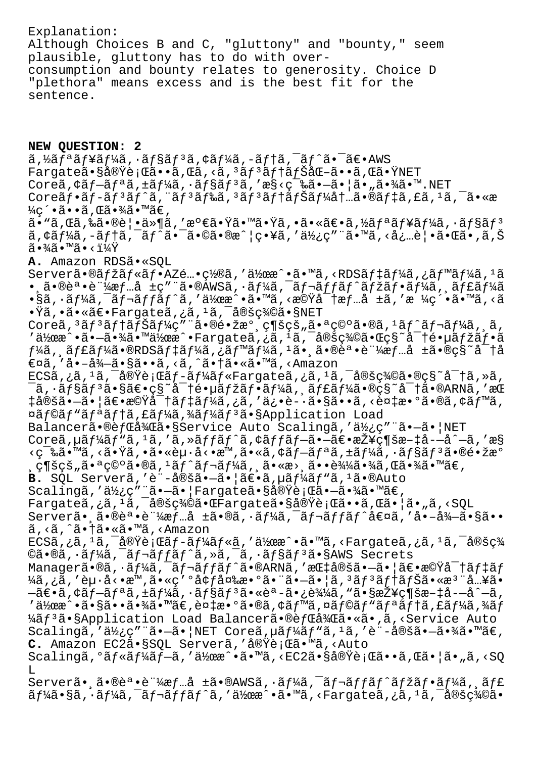Explanation:
Although Choices B and C, "gluttony" and "bounty," seem plausible, gluttony has to do with over-consumption and bounty relates to generosity. Choice D "plethora" means excess and is the best fit for the sentence.

**NEW QUESTION: 2**

ã,½ãƒªãƒ¥ãƒ¼ã,·ãƒ§ãƒ³ã,¢ãƒ¼ã,-ãƒ†ã,¯ãƒˆã•¯ã€•AWS Fargateã•§å®Ÿè¡Œã••ã,Œã,‹ã,³ãƒ³ãƒ†ãƒŠåŒ–ã••ã,Œã•ŸNET Coreã,¢ãƒ—ãƒªã,±ãƒ¼ã,·ãƒ§ãƒ³ã,'æ§‹ç¯‰ã•—ã•¦ã•"ã•¾ã•™.NET Coreãƒ•ãƒ-ãƒ³ãƒˆã,¨ãƒ³ãƒ‰ã,³ãƒ³ãƒ†ãƒŠãƒ¼å†…ã•®ãƒ‡ã,£ã,¹ã,¯ã•«æ¼ç´•ã••ã,Œã•¾ã•™ã€,

ã•"ã,Œã,‰ã•®è¦•ä»¶ã,'満ã•Ÿã•™ã•Ÿã,•ã•«ã€•ã,½ãƒªãƒ¥ãƒ¼ã,·ãƒ§ãƒ³ã,¢ãƒ¼ã,-ãƒ†ã,¯ãƒˆã•¯ã•©ã•®æˆ¦ç•¥ã,'使ç"¨ã•™ã,‹å¿…è¦•ã•Œã•,ã,Šã•¾ã•™ã•‹ï¼Ÿ

**A.** Amazon RDSã•«SQL Serverã•®ãƒžãƒ«ãƒ•AZé…•ç½®ã,'作æˆ•ã•™ã,‹RDSãƒ‡ãƒ¼ã,¿ãƒ™ãƒ¼ã,¹ã•¸ã•®èª•è¨¼æƒ…å ±ç"¨ã•®AWSã,·ãƒ¼ã,¯ãƒ¬ãƒƒãƒˆãƒžãƒ•ãƒ¼ã,¸ãƒ£ãƒ¼ã•§ã,·ãƒ¼ã,¯ãƒ¬ãƒƒãƒˆã,'作æˆ•ã•™ã,‹æ©Ÿå¯†æƒ…å ±ã,'æ ¼ç´•ã•™ã,‹ã•Ÿã,•ã•«ã€•Fargateã,¿ã,¹ã,¯å®šç¾©ã•§NET Coreã,³ãƒ³ãƒ†ãƒŠãƒ¼ç"¨ã•®é•žæ°¸ç¶šçš"ã•ªç©ºã•®ã,¹ãƒˆãƒ¬ãƒ¼ã,¸ã,'作æˆ•ã•—ã•¾ã•™ä½œæˆ•Fargateã,¿ã,¹ã,¯å®šç¾©ã•Œç§˜å¯†é•µãƒžãƒ•ãƒ¼ã,¸ãƒ£ãƒ¼ã•®RDSãƒ‡ãƒ¼ã,¿ãƒ™ãƒ¼ã,¹ã•¸ã•®èª•è¨¼æƒ…å ±ã•®ç§˜å¯†å€¤ã,'å•–å¾—ã•§ã••ã,‹ã,ˆã•†ã•«ã•™ã,‹Amazon ECSã,¿ã,¹ã,¯å®Ÿè¡Œãƒ-ãƒ¼ãƒ«Fargateã,¿ã,¹ã,¯å®šç¾©ã•®ç§˜å¯†ã,»ã,¯ã,·ãƒ§ãƒ³ã•§ã€•ç§˜å¯†é•µãƒžãƒ•ãƒ¼ã,¸ãƒ£ãƒ¼ã•®ç§˜å¯†ã•®ARNã,'指定ã•—ã•¦ã€•æ©Ÿå¯†ãƒ‡ãƒ¼ã,¿ã,'ä¿•è-·ã•§ã••ã,‹è¤‡æ•°ã•®ã,¢ãƒ™ã,¤ãƒ©ãƒ"ãƒªãƒ†ã,£ãƒ¼ã,¾ãƒ¼ãƒ³ã•§Application Load Balancerã•®èƒŒå¾Œã•§Service Auto Scalingã,'使ç"¨ã•—ã•¦NET Coreã,µãƒ¼ãƒ"ã,¹ã,'ã,»ãƒƒãƒˆã,¢ãƒƒãƒ—ã•—ã€•æŽ¥ç¶šæ–‡å­—åˆ—ã,'æ§‹ç¯‰ã•™ã,‹ã•Ÿã,•ã•«èµ·å‹•æ™,ã•«ã,¢ãƒ—ãƒªã,±ãƒ¼ã,·ãƒ§ãƒ³ã•®é•žæ°¸ç¶šçš"ã•ªç©ºã•®ã,¹ãƒˆãƒ¬ãƒ¼ã,¸ã•«æ›¸ã••è¾¼ã•¾ã,Œã•¾ã•™ã€,

**B.** SQL Serverã,'è¨-定ã•—ã•¦ã€•ã,µãƒ¼ãƒ"ã,¹ã•®Auto Scalingã,'使ç"¨ã•—ã•¦Fargateã•§å®Ÿè¡Œã•—ã•¾ã•™ã€, Fargateã,¿ã,¹ã,¯å®šç¾©ã•ŒFargateã•§å®Ÿè¡Œã••ã,Œã•¦ã•"ã,‹SQL Serverã•¸ã•®èª•è¨¼æƒ…å ±ã•®ã,·ãƒ¼ã,¯ãƒ¬ãƒƒãƒˆå€¤ã,'å•–å¾—ã•§ã••ã,‹ã,ˆã•†ã•«ã•™ã,‹Amazon ECSã,¿ã,¹ã,¯å®Ÿè¡Œãƒ-ãƒ¼ãƒ«ã,'作æˆ•ã•™ã,‹Fargateã,¿ã,¹ã,¯å®šç¾©ã•®ã,·ãƒ¼ã,¯ãƒ¬ãƒƒãƒˆã,»ã,¯ã,·ãƒ§ãƒ³ã•§AWS Secrets Managerã•®ã,·ãƒ¼ã,¯ãƒ¬ãƒƒãƒˆã•®ARNã,'指定ã•—ã•¦ã€•æ©Ÿå¯†ãƒ‡ãƒ¼ã,¿ã,'èµ·å‹•æ™,ã•«ç'°å¢ƒå¤‰æ•°ã•¨ã•—ã•¦ã,³ãƒ³ãƒ†ãƒŠã•«æ³¨å…¥ã•—ã€•ã,¢ãƒ—ãƒªã,±ãƒ¼ã,·ãƒ§ãƒ³ã•«èª-ã•¿è¾¼ã,"ã•§æŽ¥ç¶šæ–‡å­—åˆ—ã,'作æˆ•ã•§ã••ã•¾ã•™ã€,複数ã•®ã,¢ãƒ™ã,¤ãƒ©ãƒ"ãƒªãƒ†ã,£ãƒ¼ã,¾ãƒ¼ãƒ³ã•§Application Load Balancerã•®èƒŒå¾Œã•«ã•,ã,‹Service Auto Scalingã,'使ç"¨ã•—ã•¦NET Coreã,µãƒ¼ãƒ"ã,¹ã,'è¨-定ã•—ã•¾ã•™ã€,

**C.** Amazon EC2ã•§SQL Serverã,'å®Ÿè¡Œã•™ã,‹Auto Scalingã,°ãƒ«ãƒ¼ãƒ—ã,'作æˆ•ã•™ã,‹EC2ã•§å®Ÿè¡Œã••ã,Œã•¦ã•"ã,‹SQL Serverã•¸ã•®èª•è¨¼æƒ…å ±ã•®AWSã,·ãƒ¼ã,¯ãƒ¬ãƒƒãƒˆãƒžãƒ•ãƒ¼ã,¸ãƒ£ãƒ¼ã•§ã,·ãƒ¼ã,¯ãƒ¬ãƒƒãƒˆã,'作æˆ•ã•™ã,‹Fargateã,¿ã,¹ã,¯å®šç¾©ã•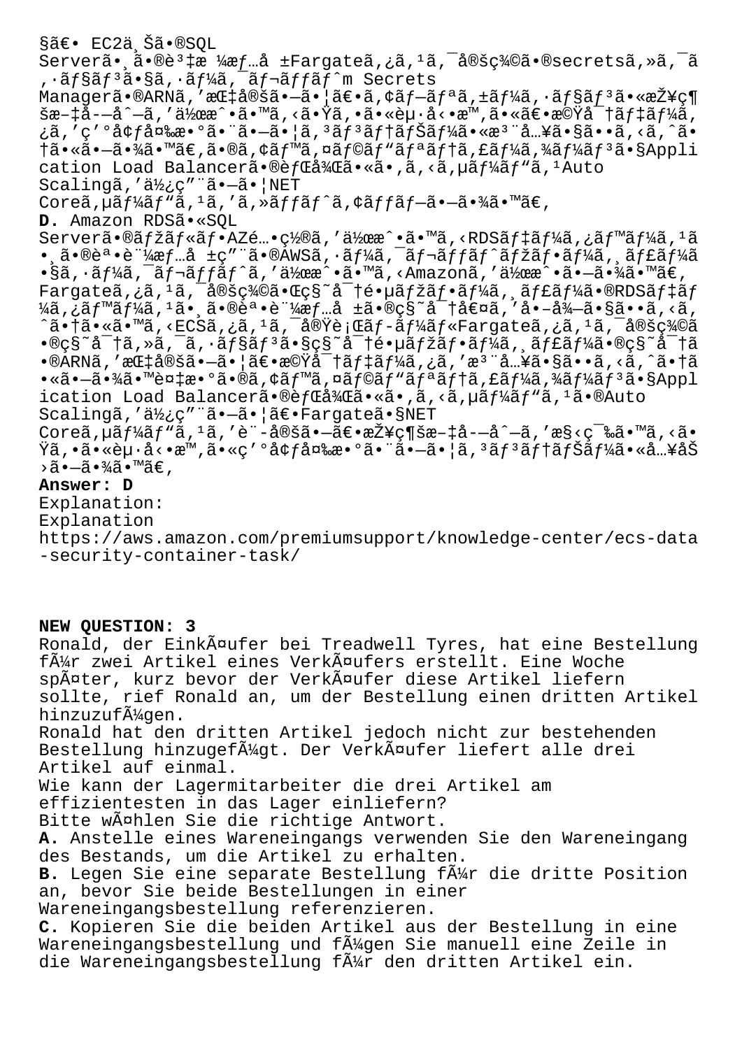§ã€• EC2ä¸Šã•®SQL
Serverã•¸ã•®è³‡æ ¼æƒ…å ±Fargateã,¿ã,¹ã,¯å®šç¾©ã•®secretsã,»ã,¯ã,·ãƒ§ãƒ³ã•§ã,·ãƒ¼ã,¯ãƒ¬ãƒƒãƒˆm Secrets Managerã•®ARNã,'指定㕗㕦ã€•ã,¢ãƒ—ãƒªã,±ãƒ¼ã,·ãƒ§ãƒ³ã•«æŽ¥ç¶šæ–‡å­—å^—ã,'作æˆ•ã•™ã,‹ã•Ÿã,•ã•«èµ·å‹•æ™,ã•«ã€•機å¯†ãƒ‡ãƒ¼ã,¿ã,'ç'°å¢ƒå¤‰æ•°ã•¨ã•—ã•¦ã,³ãƒ³ãƒ†ãƒŠãƒ¼ã•«æ³¨å…¥ã•§ã••ã,‹ã,ˆã•†ã•«ã•—ã•¾ã•™ã€,ã•®ã,¢ãƒ™ã,¤ãƒ©ãƒ"ãƒªãƒ†ã,£ãƒ¼ã,¾ãƒ¼ãƒ³ã•§Application Load Balancerã•®èƒŒå¾Œã•«ã•,ã,‹ã,µãƒ¼ãƒ"ã,¹Auto Scalingã,'ä½¿ç"¨ã•—ã•¦NET Coreã,µãƒ¼ãƒ"ã,¹ã,'ã,»ãƒƒãƒˆã,¢ãƒƒãƒ—ã•—ã•¾ã•™ã€,

**D.** Amazon RDSã•«SQL Serverã•®ãƒžãƒ«ãƒ•AZé…•ç½®ã,'作æˆ•ã•™ã,‹RDSãƒ‡ãƒ¼ã,¿ãƒ™ãƒ¼ã,¹ã•¸ã•®èª•è¨¼æƒ…å ±ç"¨ã•®AWSã,·ãƒ¼ã,¯ãƒ¬ãƒƒãƒˆãƒžãƒ•ãƒ¼ã,¸ãƒ£ãƒ¼ã•§ã,·ãƒ¼ã,¯ãƒ¬ãƒƒãƒˆã,'作æˆ•ã•™ã,‹Amazonã,'作æˆ•ã•—ã•¾ã•™ã€,Fargateã,¿ã,¹ã,¯å®šç¾©ã•Œç§˜å¯†é•µãƒžãƒ•ãƒ¼ã,¸ãƒ£ãƒ¼ã•®RDSãƒ‡ãƒ¼ã,¿ãƒ™ãƒ¼ã,¹ã•¸ã•®èª•è¨¼æƒ…å ±ã•®ç§˜å¯†å€¤ã,'å•–å¾—ã•§ã••ã,‹ã,ˆã•†ã•«ã•™ã,‹ECSã,¿ã,¹ã,¯å®Ÿè¡Œãƒ-ãƒ¼ãƒ«Fargateã,¿ã,¹ã,¯å®šç¾©ã•®ç§˜å¯†ã,»ã,¯ã,·ãƒ§ãƒ³ã•§ç§˜å¯†é•µãƒžãƒ•ãƒ¼ã,¸ãƒ£ãƒ¼ã•®ç§˜å¯†ã•®ARNã,'指定㕗㕦〕機å¯†ãƒ‡ãƒ¼ã,¿ã,'æ³¨å…¥ã•§ã••ã,‹ã,ˆã•†ã•«ã•—ã•¾ã•™è¤‡æ•°ã•®ã,¢ãƒ™ã,¤ãƒ©ãƒ"ãƒªãƒ†ã,£ãƒ¼ã,¾ãƒ¼ãƒ³ã•§Application Load Balancerã•®èƒŒå¾Œã•«ã•,ã,‹ã,µãƒ¼ãƒ"ã,¹ã•®Auto Scalingã,'ä½¿ç"¨ã•—ã•¦ã€•Fargateã•§NET Coreã,µãƒ¼ãƒ"ã,¹ã,'è¨-定㕗〕接続æ–‡å­—å^—ã,'æ§‹ç¯‰ã•™ã,‹ã•Ÿã,•ã•«èµ·å‹•æ™,ã•«ç'°å¢ƒå¤‰æ•°ã•¨ã•—ã•¦ã,³ãƒ³ãƒ†ãƒŠãƒ¼ã•«å…¥åŠ›ã•—ã•¾ã•™ã€,

**Answer: D**

Explanation:
Explanation
https://aws.amazon.com/premiumsupport/knowledge-center/ecs-data-security-container-task/

**NEW QUESTION: 3**

Ronald, der EinkÃ¤ufer bei Treadwell Tyres, hat eine Bestellung fÃ¼r zwei Artikel eines VerkÃ¤ufers erstellt. Eine Woche spÃ¤ter, kurz bevor der VerkÃ¤ufer diese Artikel liefern sollte, rief Ronald an, um der Bestellung einen dritten Artikel hinzuzufÃ¼gen.
Ronald hat den dritten Artikel jedoch nicht zur bestehenden Bestellung hinzugefÃ¼gt. Der VerkÃ¤ufer liefert alle drei Artikel auf einmal.
Wie kann der Lagermitarbeiter die drei Artikel am effizientesten in das Lager einliefern?
Bitte wÃ¤hlen Sie die richtige Antwort.

**A.** Anstelle eines Wareneingangs verwenden Sie den Wareneingang des Bestands, um die Artikel zu erhalten.

**B.** Legen Sie eine separate Bestellung fÃ¼r die dritte Position an, bevor Sie beide Bestellungen in einer Wareneingangsbestellung referenzieren.

**C.** Kopieren Sie die beiden Artikel aus der Bestellung in eine Wareneingangsbestellung und fÃ¼gen Sie manuell eine Zeile in die Wareneingangsbestellung fÃ¼r den dritten Artikel ein.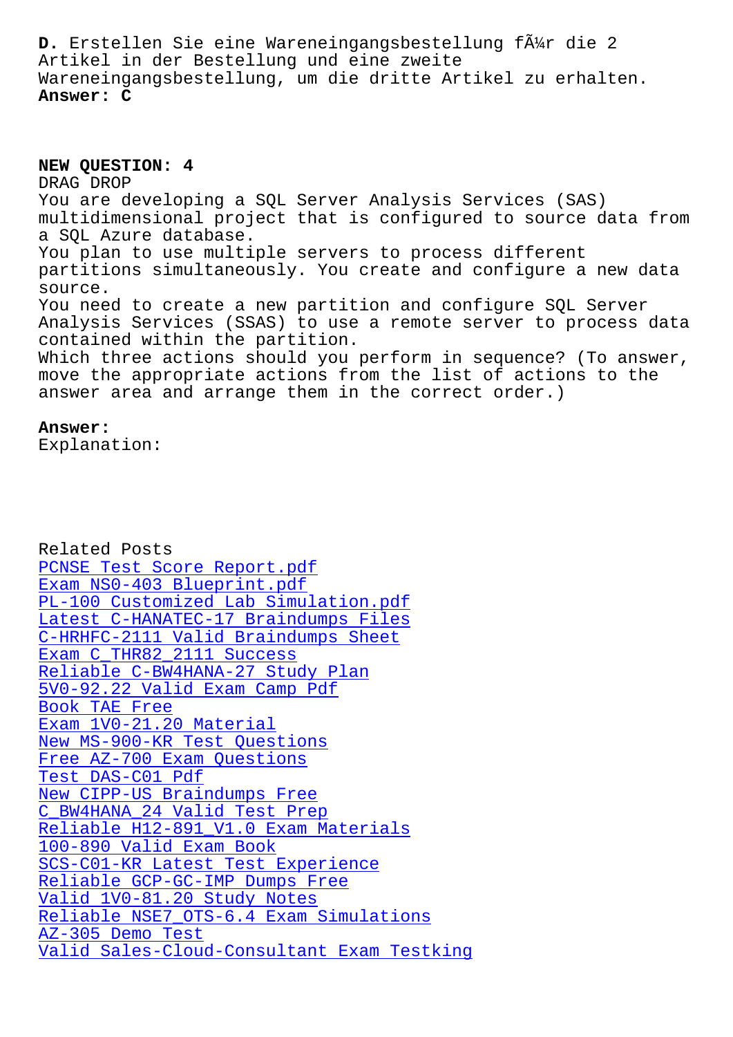**D.** Erstellen Sie eine Wareneingangsbestellung fÃ¼r die 2 Artikel in der Bestellung und eine zweite Wareneingangsbestellung, um die dritte Artikel zu erhalten.
**Answer: C**

**NEW QUESTION: 4**
DRAG DROP
You are developing a SQL Server Analysis Services (SAS) multidimensional project that is configured to source data from a SQL Azure database.
You plan to use multiple servers to process different partitions simultaneously. You create and configure a new data source.
You need to create a new partition and configure SQL Server Analysis Services (SSAS) to use a remote server to process data contained within the partition.
Which three actions should you perform in sequence? (To answer, move the appropriate actions from the list of actions to the answer area and arrange them in the correct order.)

**Answer:**
Explanation:

Related Posts
PCNSE Test Score Report.pdf
Exam NS0-403 Blueprint.pdf
PL-100 Customized Lab Simulation.pdf
Latest C-HANATEC-17 Braindumps Files
C-HRHFC-2111 Valid Braindumps Sheet
Exam C_THR82_2111 Success
Reliable C-BW4HANA-27 Study Plan
5V0-92.22 Valid Exam Camp Pdf
Book TAE Free
Exam 1V0-21.20 Material
New MS-900-KR Test Questions
Free AZ-700 Exam Questions
Test DAS-C01 Pdf
New CIPP-US Braindumps Free
C_BW4HANA_24 Valid Test Prep
Reliable H12-891_V1.0 Exam Materials
100-890 Valid Exam Book
SCS-C01-KR Latest Test Experience
Reliable GCP-GC-IMP Dumps Free
Valid 1V0-81.20 Study Notes
Reliable NSE7_OTS-6.4 Exam Simulations
AZ-305 Demo Test
Valid Sales-Cloud-Consultant Exam Testking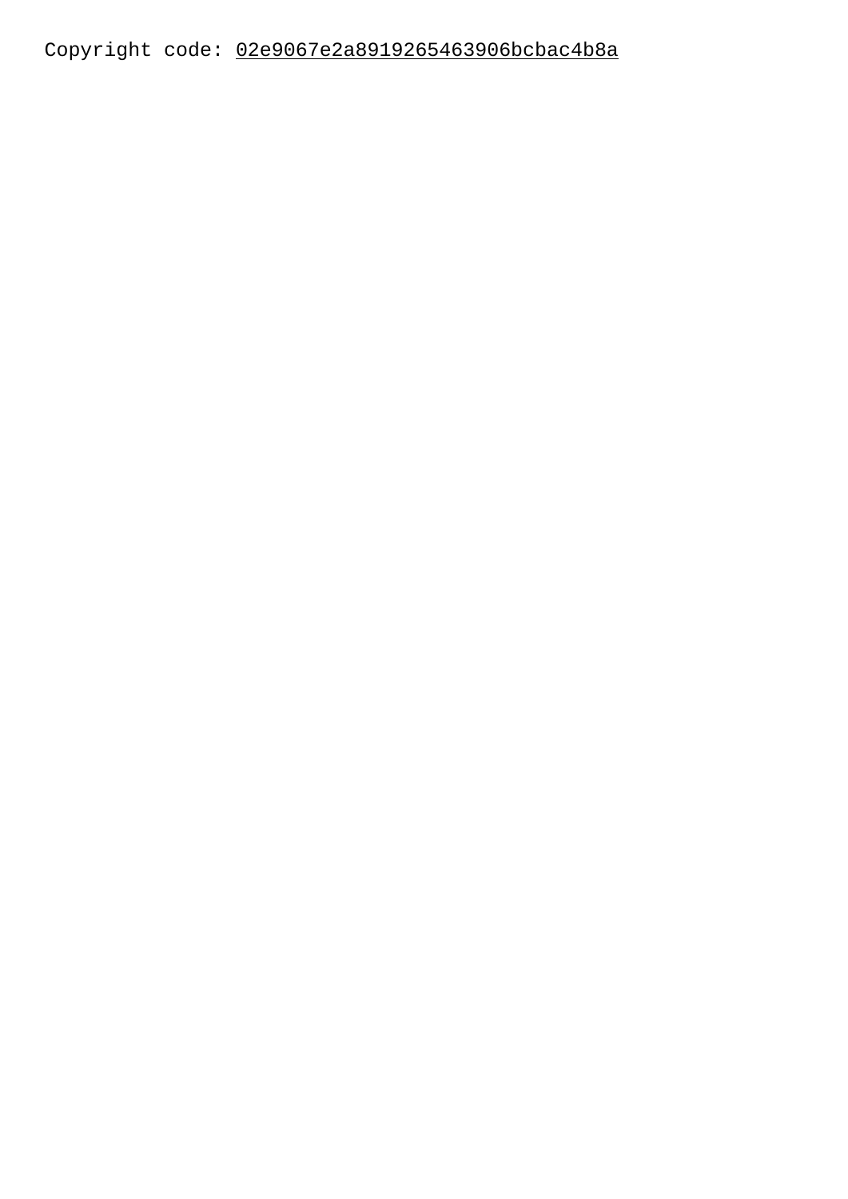Copyright code: 02e9067e2a8919265463906bcbac4b8a